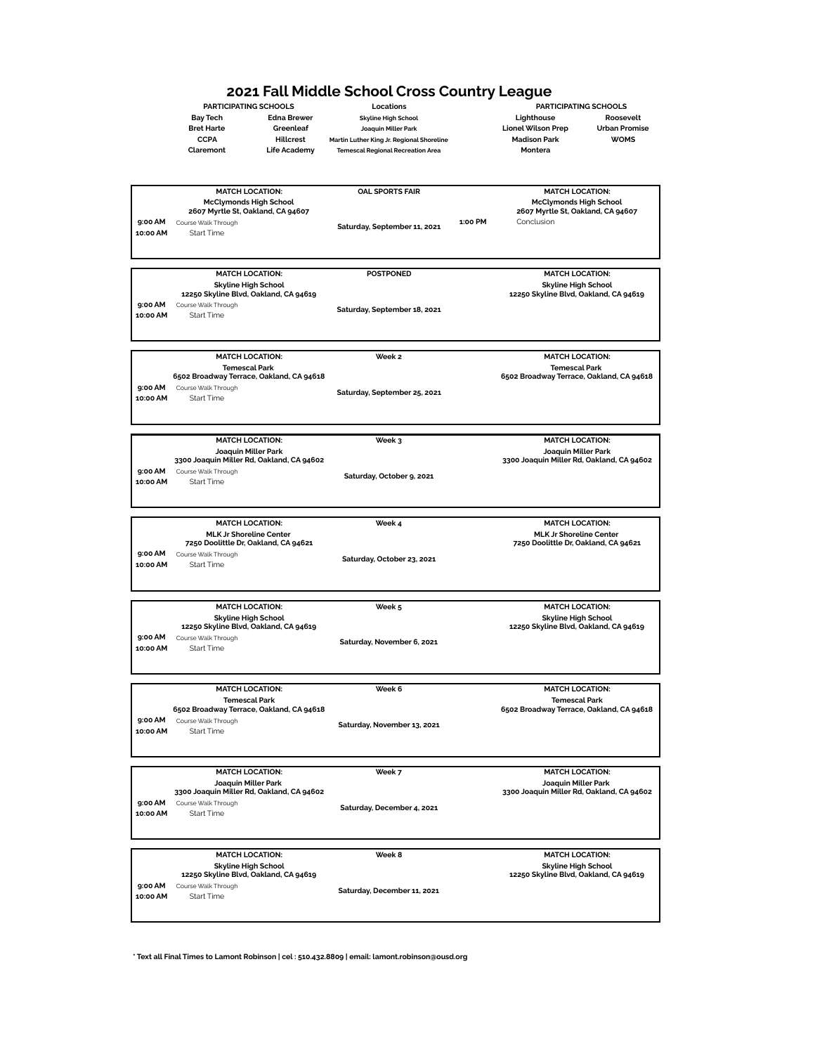# 2021 Fall Middle School Cross Country League

| PARTICIPATING SCHOOLS | | Locations | PARTICIPATING SCHOOLS | |
|---|---|---|---|---|
| Bay Tech | Edna Brewer | Skyline High School | Lighthouse | Roosevelt |
| Bret Harte | Greenleaf | Joaquin Miller Park | Lionel Wilson Prep | Urban Promise |
| CCPA | Hillcrest | Martin Luther King Jr. Regional Shoreline | Madison Park | WOMS |
| Claremont | Life Academy | Temescal Regional Recreation Area | Montera | |

---

**MATCH LOCATION:**
**McClymonds High School**
**2607 Myrtle St, Oakland, CA 94607**

**9:00 AM** Course Walk Through
**10:00 AM** Start Time

**OAL SPORTS FAIR**

**Saturday, September 11, 2021**

**MATCH LOCATION:**
**McClymonds High School**
**2607 Myrtle St, Oakland, CA 94607**

**1:00 PM** Conclusion

---

**MATCH LOCATION:**
**Skyline High School**
**12250 Skyline Blvd, Oakland, CA 94619**

**9:00 AM** Course Walk Through
**10:00 AM** Start Time

**POSTPONED**

**Saturday, September 18, 2021**

**MATCH LOCATION:**
**Skyline High School**
**12250 Skyline Blvd, Oakland, CA 94619**

---

**MATCH LOCATION:**
**Temescal Park**
**6502 Broadway Terrace, Oakland, CA 94618**

**9:00 AM** Course Walk Through
**10:00 AM** Start Time

**Week 2**

**Saturday, September 25, 2021**

**MATCH LOCATION:**
**Temescal Park**
**6502 Broadway Terrace, Oakland, CA 94618**

---

**MATCH LOCATION:**
**Joaquin Miller Park**
**3300 Joaquin Miller Rd, Oakland, CA 94602**

**9:00 AM** Course Walk Through
**10:00 AM** Start Time

**Week 3**

**Saturday, October 9, 2021**

**MATCH LOCATION:**
**Joaquin Miller Park**
**3300 Joaquin Miller Rd, Oakland, CA 94602**

---

**MATCH LOCATION:**
**MLK Jr Shoreline Center**
**7250 Doolittle Dr, Oakland, CA 94621**

**9:00 AM** Course Walk Through
**10:00 AM** Start Time

**Week 4**

**Saturday, October 23, 2021**

**MATCH LOCATION:**
**MLK Jr Shoreline Center**
**7250 Doolittle Dr, Oakland, CA 94621**

---

**MATCH LOCATION:**
**Skyline High School**
**12250 Skyline Blvd, Oakland, CA 94619**

**9:00 AM** Course Walk Through
**10:00 AM** Start Time

**Week 5**

**Saturday, November 6, 2021**

**MATCH LOCATION:**
**Skyline High School**
**12250 Skyline Blvd, Oakland, CA 94619**

---

**MATCH LOCATION:**
**Temescal Park**
**6502 Broadway Terrace, Oakland, CA 94618**

**9:00 AM** Course Walk Through
**10:00 AM** Start Time

**Week 6**

**Saturday, November 13, 2021**

**MATCH LOCATION:**
**Temescal Park**
**6502 Broadway Terrace, Oakland, CA 94618**

---

**MATCH LOCATION:**
**Joaquin Miller Park**
**3300 Joaquin Miller Rd, Oakland, CA 94602**

**9:00 AM** Course Walk Through
**10:00 AM** Start Time

**Week 7**

**Saturday, December 4, 2021**

**MATCH LOCATION:**
**Joaquin Miller Park**
**3300 Joaquin Miller Rd, Oakland, CA 94602**

---

**MATCH LOCATION:**
**Skyline High School**
**12250 Skyline Blvd, Oakland, CA 94619**

**9:00 AM** Course Walk Through
**10:00 AM** Start Time

**Week 8**

**Saturday, December 11, 2021**

**MATCH LOCATION:**
**Skyline High School**
**12250 Skyline Blvd, Oakland, CA 94619**

---

**\* Text all Final Times to Lamont Robinson | cel : 510.432.8809 | email: lamont.robinson@ousd.org**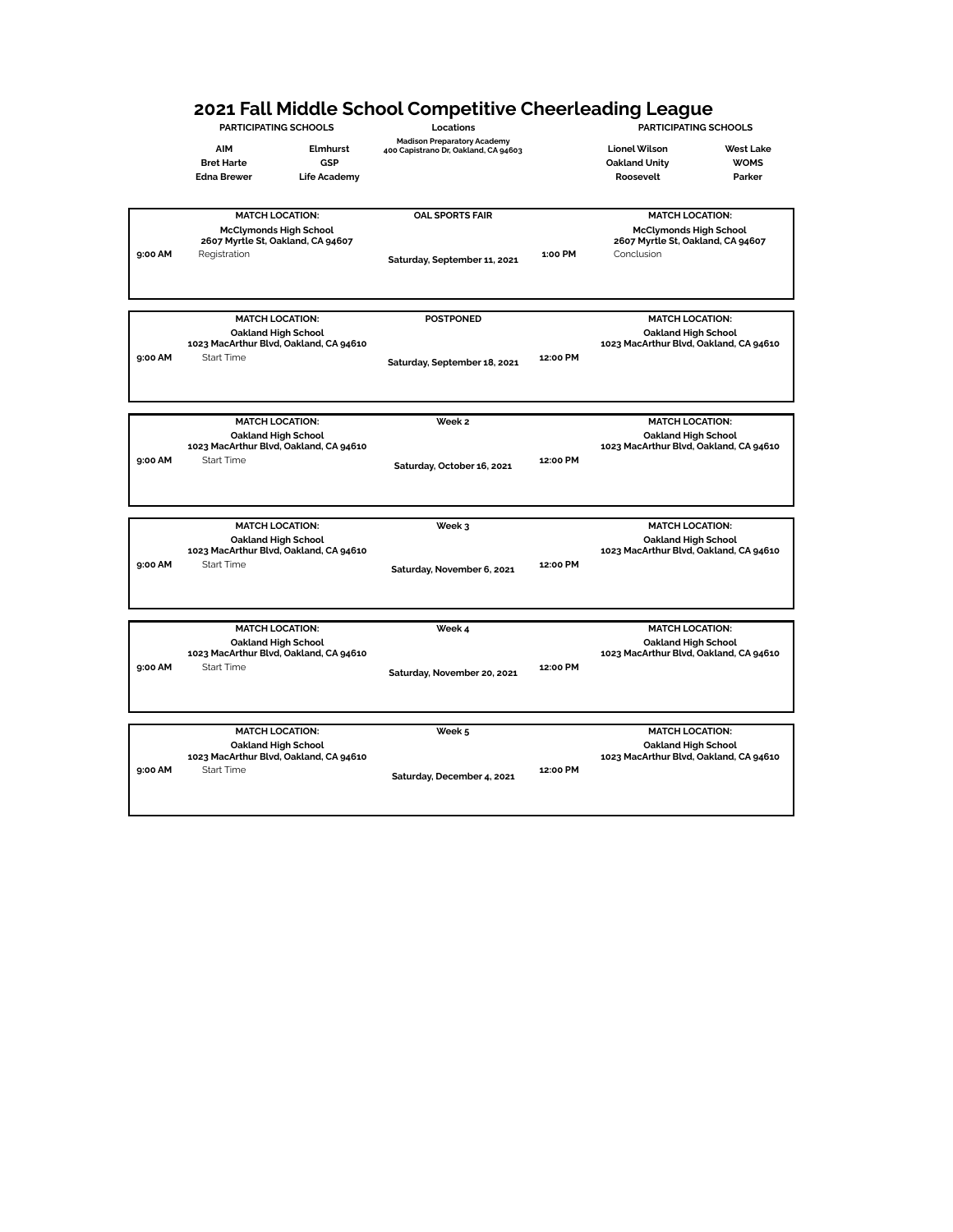# 2021 Fall Middle School Competitive Cheerleading League

| PARTICIPATING SCHOOLS | | Locations | PARTICIPATING SCHOOLS | |
|---|---|---|---|---|
| AIM | Elmhurst | Madison Preparatory Academy 400 Capistrano Dr, Oakland, CA 94603 | Lionel Wilson | West Lake |
| Bret Harte | GSP | | Oakland Unity | WOMS |
| Edna Brewer | Life Academy | | Roosevelt | Parker |

| Time | Match Location | Event / Date | Time | Match Location |
|---|---|---|---|---|
| 9:00 AM | **MATCH LOCATION:** McClymonds High School, 2607 Myrtle St, Oakland, CA 94607 — Registration | **OAL SPORTS FAIR** Saturday, September 11, 2021 | 1:00 PM | **MATCH LOCATION:** McClymonds High School, 2607 Myrtle St, Oakland, CA 94607 — Conclusion |
| 9:00 AM | **MATCH LOCATION:** Oakland High School, 1023 MacArthur Blvd, Oakland, CA 94610 — Start Time | **POSTPONED** Saturday, September 18, 2021 | 12:00 PM | **MATCH LOCATION:** Oakland High School, 1023 MacArthur Blvd, Oakland, CA 94610 |
| 9:00 AM | **MATCH LOCATION:** Oakland High School, 1023 MacArthur Blvd, Oakland, CA 94610 — Start Time | **Week 2** Saturday, October 16, 2021 | 12:00 PM | **MATCH LOCATION:** Oakland High School, 1023 MacArthur Blvd, Oakland, CA 94610 |
| 9:00 AM | **MATCH LOCATION:** Oakland High School, 1023 MacArthur Blvd, Oakland, CA 94610 — Start Time | **Week 3** Saturday, November 6, 2021 | 12:00 PM | **MATCH LOCATION:** Oakland High School, 1023 MacArthur Blvd, Oakland, CA 94610 |
| 9:00 AM | **MATCH LOCATION:** Oakland High School, 1023 MacArthur Blvd, Oakland, CA 94610 — Start Time | **Week 4** Saturday, November 20, 2021 | 12:00 PM | **MATCH LOCATION:** Oakland High School, 1023 MacArthur Blvd, Oakland, CA 94610 |
| 9:00 AM | **MATCH LOCATION:** Oakland High School, 1023 MacArthur Blvd, Oakland, CA 94610 — Start Time | **Week 5** Saturday, December 4, 2021 | 12:00 PM | **MATCH LOCATION:** Oakland High School, 1023 MacArthur Blvd, Oakland, CA 94610 |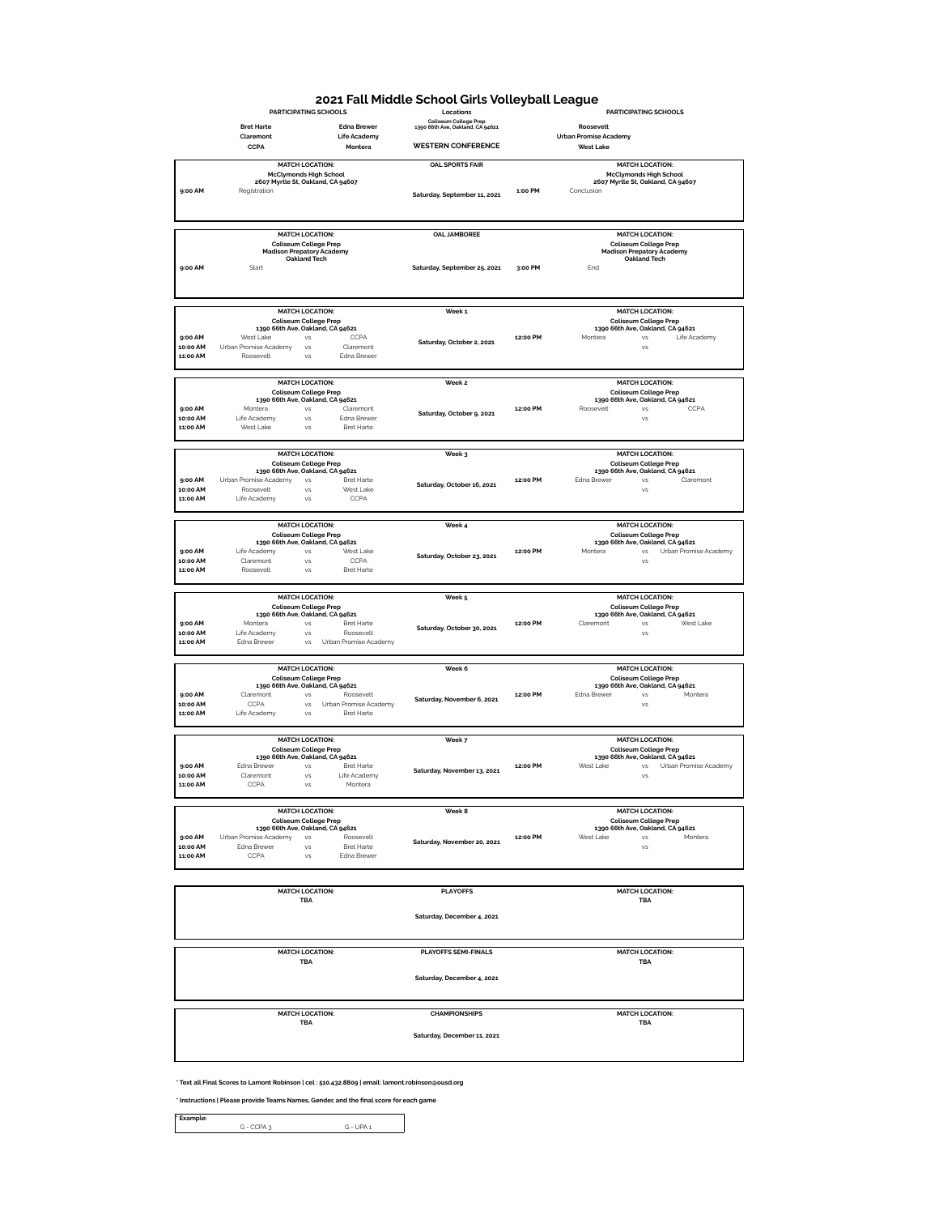# 2021 Fall Middle School Girls Volleyball League

| PARTICIPATING SCHOOLS | | Locations | PARTICIPATING SCHOOLS |
|---|---|---|---|
| Bret Harte | Edna Brewer | Coliseum College Prep 1390 66th Ave, Oakland, CA 94621 | Roosevelt |
| Claremont | Life Academy | | Urban Promise Academy |
| CCPA | Montera | WESTERN CONFERENCE | West Lake |

## OAL SPORTS FAIR — Saturday, September 11, 2021

MATCH LOCATION: McClymonds High School, 2607 Myrtle St, Oakland, CA 94607

| Time | Event |
|---|---|
| 9:00 AM | Registration |
| 1:00 PM | Conclusion |

## OAL JAMBOREE — Saturday, September 25, 2021

MATCH LOCATION: Coliseum College Prep, Madison Preparatory Academy, Oakland Tech

| Time | Event |
|---|---|
| 9:00 AM | Start |
| 3:00 PM | End |

## Week 1 — Saturday, October 2, 2021

MATCH LOCATION: Coliseum College Prep, 1390 66th Ave, Oakland, CA 94621

| Time | Team | | Team |
|---|---|---|---|
| 9:00 AM | West Lake | vs | CCPA |
| 10:00 AM | Urban Promise Academy | vs | Claremont |
| 11:00 AM | Roosevelt | vs | Edna Brewer |
| 12:00 PM | Montera | vs | Life Academy |
| | | vs | |

## Week 2 — Saturday, October 9, 2021

MATCH LOCATION: Coliseum College Prep, 1390 66th Ave, Oakland, CA 94621

| Time | Team | | Team |
|---|---|---|---|
| 9:00 AM | Montera | vs | Claremont |
| 10:00 AM | Life Academy | vs | Edna Brewer |
| 11:00 AM | West Lake | vs | Bret Harte |
| 12:00 PM | Roosevelt | vs | CCPA |
| | | vs | |

## Week 3 — Saturday, October 16, 2021

MATCH LOCATION: Coliseum College Prep, 1390 66th Ave, Oakland, CA 94621

| Time | Team | | Team |
|---|---|---|---|
| 9:00 AM | Urban Promise Academy | vs | Bret Harte |
| 10:00 AM | Roosevelt | vs | West Lake |
| 11:00 AM | Life Academy | vs | CCPA |
| 12:00 PM | Edna Brewer | vs | Claremont |
| | | vs | |

## Week 4 — Saturday, October 23, 2021

MATCH LOCATION: Coliseum College Prep, 1390 66th Ave, Oakland, CA 94621

| Time | Team | | Team |
|---|---|---|---|
| 9:00 AM | Life Academy | vs | West Lake |
| 10:00 AM | Claremont | vs | CCPA |
| 11:00 AM | Roosevelt | vs | Bret Harte |
| 12:00 PM | Montera | vs | Urban Promise Academy |
| | | vs | |

## Week 5 — Saturday, October 30, 2021

MATCH LOCATION: Coliseum College Prep, 1390 66th Ave, Oakland, CA 94621

| Time | Team | | Team |
|---|---|---|---|
| 9:00 AM | Montera | vs | Bret Harte |
| 10:00 AM | Life Academy | vs | Roosevelt |
| 11:00 AM | Edna Brewer | vs | Urban Promise Academy |
| 12:00 PM | Claremont | vs | West Lake |
| | | vs | |

## Week 6 — Saturday, November 6, 2021

MATCH LOCATION: Coliseum College Prep, 1390 66th Ave, Oakland, CA 94621

| Time | Team | | Team |
|---|---|---|---|
| 9:00 AM | Claremont | vs | Roosevelt |
| 10:00 AM | CCPA | vs | Urban Promise Academy |
| 11:00 AM | Life Academy | vs | Bret Harte |
| 12:00 PM | Edna Brewer | vs | Montera |
| | | vs | |

## Week 7 — Saturday, November 13, 2021

MATCH LOCATION: Coliseum College Prep, 1390 66th Ave, Oakland, CA 94621

| Time | Team | | Team |
|---|---|---|---|
| 9:00 AM | Edna Brewer | vs | Bret Harte |
| 10:00 AM | Claremont | vs | Life Academy |
| 11:00 AM | CCPA | vs | Montera |
| 12:00 PM | West Lake | vs | Urban Promise Academy |
| | | vs | |

## Week 8 — Saturday, November 20, 2021

MATCH LOCATION: Coliseum College Prep, 1390 66th Ave, Oakland, CA 94621

| Time | Team | | Team |
|---|---|---|---|
| 9:00 AM | Urban Promise Academy | vs | Roosevelt |
| 10:00 AM | Edna Brewer | vs | Bret Harte |
| 11:00 AM | CCPA | vs | Edna Brewer |
| 12:00 PM | West Lake | vs | Montera |
| | | vs | |

## PLAYOFFS — Saturday, December 4, 2021

MATCH LOCATION: TBA

## PLAYOFFS SEMI-FINALS — Saturday, December 4, 2021

MATCH LOCATION: TBA

## CHAMPIONSHIPS — Saturday, December 11, 2021

MATCH LOCATION: TBA

* Text all Final Scores to Lamont Robinson | cel : 510.432.8809 | email: lamont.robinson@ousd.org

* Instructions | Please provide Teams Names, Gender, and the final score for each game

* Example:

| G - CCPA 3 | G - UPA 1 |
|---|---|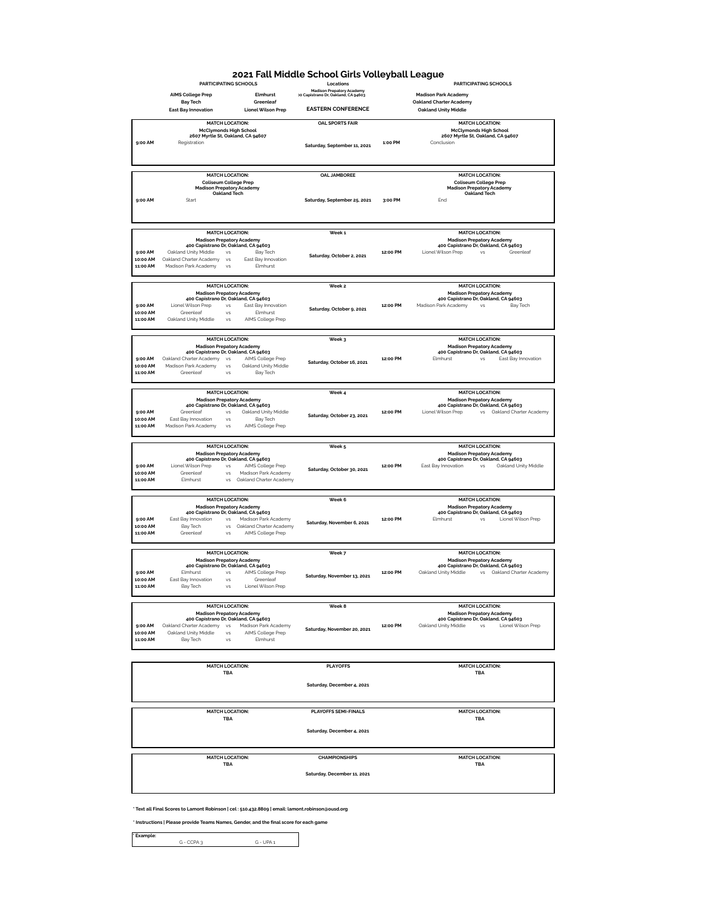# 2021 Fall Middle School Girls Volleyball League

| PARTICIPATING SCHOOLS | | Locations | PARTICIPATING SCHOOLS |
|---|---|---|---|
| **AIMS College Prep** | **Elmhurst** | **Madison Prepatory Academy** >0 Capistrano Dr, Oakland, CA 94603 | **Madison Park Academy** |
| **Bay Tech** | **Greenleaf** | | **Oakland Charter Academy** |
| **East Bay Innovation** | **Lionel Wilson Prep** | **EASTERN CONFERENCE** | **Oakland Unity Middle** |

## OAL SPORTS FAIR — Saturday, September 11, 2021

**MATCH LOCATION:** McClymonds High School, 2607 Myrtle St, Oakland, CA 94607

| Time | Event |
|---|---|
| 9:00 AM | Registration |
| 1:00 PM | Conclusion |

## OAL JAMBOREE — Saturday, September 25, 2021

**MATCH LOCATION:** Coliseum College Prep, Madison Prepatory Academy, Oakland Tech

| Time | Event |
|---|---|
| 9:00 AM | Start |
| 3:00 PM | End |

## Week 1 — Saturday, October 2, 2021

**MATCH LOCATION:** Madison Prepatory Academy, 400 Capistrano Dr, Oakland, CA 94603

| Time | Team | | Team |
|---|---|---|---|
| 9:00 AM | Oakland Unity Middle | vs | Bay Tech |
| 10:00 AM | Oakland Charter Academy | vs | East Bay Innovation |
| 11:00 AM | Madison Park Academy | vs | Elmhurst |
| 12:00 PM | Lionel Wilson Prep | vs | Greenleaf |

## Week 2 — Saturday, October 9, 2021

**MATCH LOCATION:** Madison Prepatory Academy, 400 Capistrano Dr, Oakland, CA 94603

| Time | Team | | Team |
|---|---|---|---|
| 9:00 AM | Lionel Wilson Prep | vs | East Bay Innovation |
| 10:00 AM | Greenleaf | vs | Elmhurst |
| 11:00 AM | Oakland Unity Middle | vs | AIMS College Prep |
| 12:00 PM | Madison Park Academy | vs | Bay Tech |

## Week 3 — Saturday, October 16, 2021

**MATCH LOCATION:** Madison Prepatory Academy, 400 Capistrano Dr, Oakland, CA 94603

| Time | Team | | Team |
|---|---|---|---|
| 9:00 AM | Oakland Charter Academy | vs | AIMS College Prep |
| 10:00 AM | Madison Park Academy | vs | Oakland Unity Middle |
| 11:00 AM | Greenleaf | vs | Bay Tech |
| 12:00 PM | Elmhurst | vs | East Bay Innovation |

## Week 4 — Saturday, October 23, 2021

**MATCH LOCATION:** Madison Prepatory Academy, 400 Capistrano Dr, Oakland, CA 94603

| Time | Team | | Team |
|---|---|---|---|
| 9:00 AM | Greenleaf | vs | Oakland Unity Middle |
| 10:00 AM | East Bay Innovation | vs | Bay Tech |
| 11:00 AM | Madison Park Academy | vs | AIMS College Prep |
| 12:00 PM | Lionel Wilson Prep | vs | Oakland Charter Academy |

## Week 5 — Saturday, October 30, 2021

**MATCH LOCATION:** Madison Prepatory Academy, 400 Capistrano Dr, Oakland, CA 94603

| Time | Team | | Team |
|---|---|---|---|
| 9:00 AM | Lionel Wilson Prep | vs | AIMS College Prep |
| 10:00 AM | Greenleaf | vs | Madison Park Academy |
| 11:00 AM | Elmhurst | vs | Oakland Charter Academy |
| 12:00 PM | East Bay Innovation | vs | Oakland Unity Middle |

## Week 6 — Saturday, November 6, 2021

**MATCH LOCATION:** Madison Prepatory Academy, 400 Capistrano Dr, Oakland, CA 94603

| Time | Team | | Team |
|---|---|---|---|
| 9:00 AM | East Bay Innovation | vs | Madison Park Academy |
| 10:00 AM | Bay Tech | vs | Oakland Charter Academy |
| 11:00 AM | Greenleaf | vs | AIMS College Prep |
| 12:00 PM | Elmhurst | vs | Lionel Wilson Prep |

## Week 7 — Saturday, November 13, 2021

**MATCH LOCATION:** Madison Prepatory Academy, 400 Capistrano Dr, Oakland, CA 94603

| Time | Team | | Team |
|---|---|---|---|
| 9:00 AM | Elmhurst | vs | AIMS College Prep |
| 10:00 AM | East Bay Innovation | vs | Greenleaf |
| 11:00 AM | Bay Tech | vs | Lionel Wilson Prep |
| 12:00 PM | Oakland Unity Middle | vs | Oakland Charter Academy |

## Week 8 — Saturday, November 20, 2021

**MATCH LOCATION:** Madison Prepatory Academy, 400 Capistrano Dr, Oakland, CA 94603

| Time | Team | | Team |
|---|---|---|---|
| 9:00 AM | Oakland Charter Academy | vs | Madison Park Academy |
| 10:00 AM | Oakland Unity Middle | vs | AIMS College Prep |
| 11:00 AM | Bay Tech | vs | Elmhurst |
| 12:00 PM | Oakland Unity Middle | vs | Lionel Wilson Prep |

## PLAYOFFS — Saturday, December 4, 2021

**MATCH LOCATION:** TBA

## PLAYOFFS SEMI-FINALS — Saturday, December 4, 2021

**MATCH LOCATION:** TBA

## CHAMPIONSHIPS — Saturday, December 11, 2021

**MATCH LOCATION:** TBA

**\* Text all Final Scores to Lamont Robinson | cel : 510.432.8809 | email: lamont.robinson@ousd.org**

**\* Instructions | Please provide Teams Names, Gender, and the final score for each game**

| * Example: | |
|---|---|
| G - CCPA 3 | G - UPA 1 |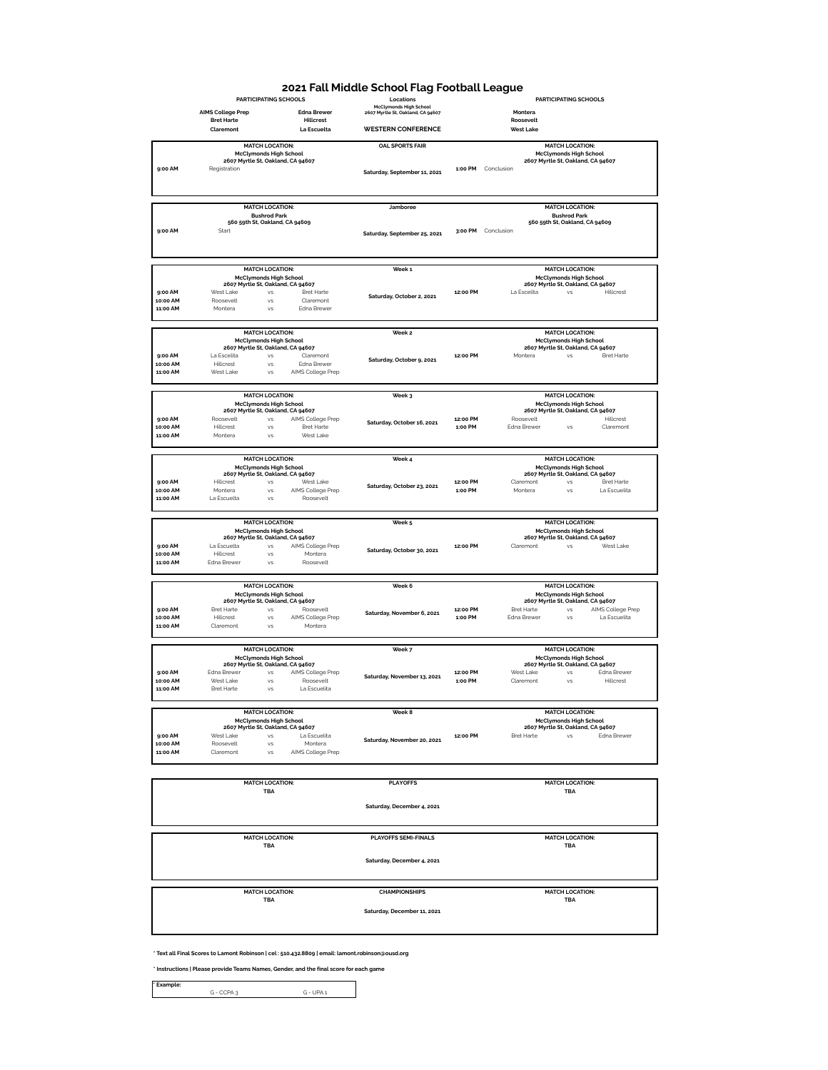# 2021 Fall Middle School Flag Football League

| PARTICIPATING SCHOOLS | | Locations | PARTICIPATING SCHOOLS |
|---|---|---|---|
| | | McClymonds High School 2607 Myrtle St, Oakland, CA 94607 | |
| **AIMS College Prep** | **Edna Brewer** | | **Montera** |
| **Bret Harte** | **Hillcrest** | | **Roosevelt** |
| **Claremont** | **La Escuelta** | **WESTERN CONFERENCE** | **West Lake** |

---

**OAL SPORTS FAIR** — Saturday, September 11, 2021

MATCH LOCATION: McClymonds High School, 2607 Myrtle St, Oakland, CA 94607

| Time | Event |
|---|---|
| 9:00 AM | Registration |
| 1:00 PM | Conclusion |

---

**Jamboree** — Saturday, September 25, 2021

MATCH LOCATION: Bushrod Park, 560 59th St, Oakland, CA 94609

| Time | Event |
|---|---|
| 9:00 AM | Start |
| 3:00 PM | Conclusion |

---

**Week 1** — Saturday, October 2, 2021

MATCH LOCATION: McClymonds High School, 2607 Myrtle St, Oakland, CA 94607

| Time | Team | | Team |
|---|---|---|---|
| 9:00 AM | West Lake | vs | Bret Harte |
| 10:00 AM | Roosevelt | vs | Claremont |
| 11:00 AM | Montera | vs | Edna Brewer |
| 12:00 PM | La Escelita | vs | Hillcrest |

---

**Week 2** — Saturday, October 9, 2021

MATCH LOCATION: McClymonds High School, 2607 Myrtle St, Oakland, CA 94607

| Time | Team | | Team |
|---|---|---|---|
| 9:00 AM | La Escelita | vs | Claremont |
| 10:00 AM | Hillcrest | vs | Edna Brewer |
| 11:00 AM | West Lake | vs | AIMS College Prep |
| 12:00 PM | Montera | vs | Bret Harte |

---

**Week 3** — Saturday, October 16, 2021

MATCH LOCATION: McClymonds High School, 2607 Myrtle St, Oakland, CA 94607

| Time | Team | | Team |
|---|---|---|---|
| 9:00 AM | Roosevelt | vs | AIMS College Prep |
| 10:00 AM | Hillcrest | vs | Bret Harte |
| 11:00 AM | Montera | vs | West Lake |
| 12:00 PM | Roosevelt | | Hillcrest |
| 1:00 PM | Edna Brewer | vs | Claremont |

---

**Week 4** — Saturday, October 23, 2021

MATCH LOCATION: McClymonds High School, 2607 Myrtle St, Oakland, CA 94607

| Time | Team | | Team |
|---|---|---|---|
| 9:00 AM | Hillcrest | vs | West Lake |
| 10:00 AM | Montera | vs | AIMS College Prep |
| 11:00 AM | La Escuelta | vs | Roosevelt |
| 12:00 PM | Claremont | vs | Bret Harte |
| 1:00 PM | Montera | vs | La Escuelita |

---

**Week 5** — Saturday, October 30, 2021

MATCH LOCATION: McClymonds High School, 2607 Myrtle St, Oakland, CA 94607

| Time | Team | | Team |
|---|---|---|---|
| 9:00 AM | La Escuelta | vs | AIMS College Prep |
| 10:00 AM | Hillcrest | vs | Montera |
| 11:00 AM | Edna Brewer | vs | Roosevelt |
| 12:00 PM | Claremont | vs | West Lake |

---

**Week 6** — Saturday, November 6, 2021

MATCH LOCATION: McClymonds High School, 2607 Myrtle St, Oakland, CA 94607

| Time | Team | | Team |
|---|---|---|---|
| 9:00 AM | Bret Harte | vs | Roosevelt |
| 10:00 AM | Hillcrest | vs | AIMS College Prep |
| 11:00 AM | Claremont | vs | Montera |
| 12:00 PM | Bret Harte | vs | AIMS College Prep |
| 1:00 PM | Edna Brewer | vs | La Escuelita |

---

**Week 7** — Saturday, November 13, 2021

MATCH LOCATION: McClymonds High School, 2607 Myrtle St, Oakland, CA 94607

| Time | Team | | Team |
|---|---|---|---|
| 9:00 AM | Edna Brewer | vs | AIMS College Prep |
| 10:00 AM | West Lake | vs | Roosevelt |
| 11:00 AM | Bret Harte | vs | La Escuelita |
| 12:00 PM | West Lake | vs | Edna Brewer |
| 1:00 PM | Claremont | vs | Hillcrest |

---

**Week 8** — Saturday, November 20, 2021

MATCH LOCATION: McClymonds High School, 2607 Myrtle St, Oakland, CA 94607

| Time | Team | | Team |
|---|---|---|---|
| 9:00 AM | West Lake | vs | La Escuelita |
| 10:00 AM | Roosevelt | vs | Montera |
| 11:00 AM | Claremont | vs | AIMS College Prep |
| 12:00 PM | Bret Harte | vs | Edna Brewer |

---

**PLAYOFFS** — Saturday, December 4, 2021

MATCH LOCATION: TBA

---

**PLAYOFFS SEMI-FINALS** — Saturday, December 4, 2021

MATCH LOCATION: TBA

---

**CHAMPIONSHIPS** — Saturday, December 11, 2021

MATCH LOCATION: TBA

---

**\* Text all Final Scores to Lamont Robinson | cel : 510.432.8809 | email: lamont.robinson@ousd.org**

**\* Instructions | Please provide Teams Names, Gender, and the final score for each game**

| * Example: | |
|---|---|
| G - CCPA 3 | G - UPA 1 |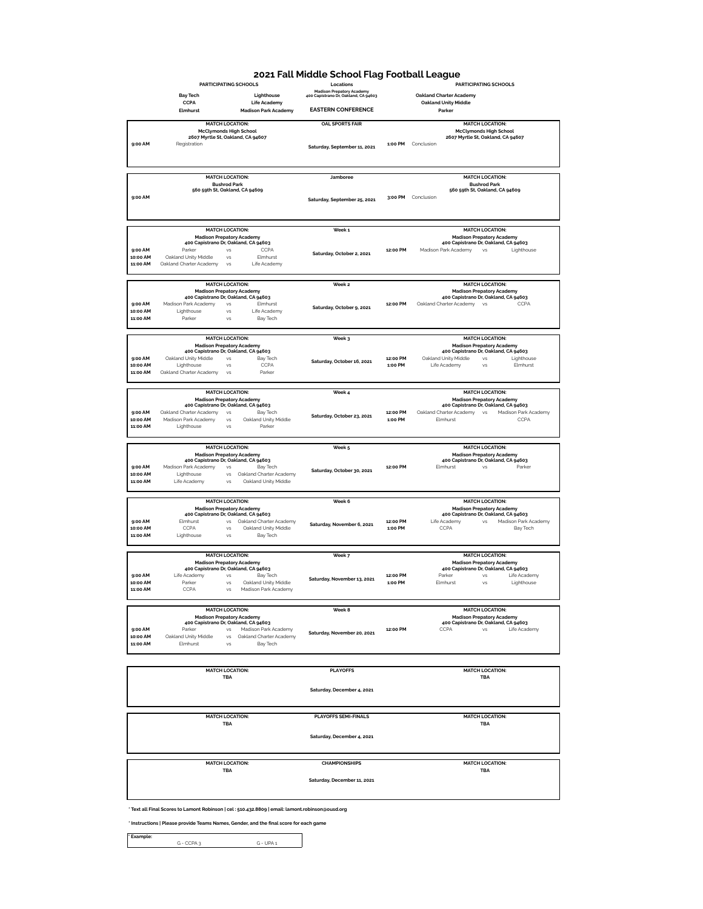# 2021 Fall Middle School Flag Football League

| PARTICIPATING SCHOOLS | | Locations | PARTICIPATING SCHOOLS |
|---|---|---|---|
| Bay Tech | Lighthouse | Madison Prepatory Academy 400 Capistrano Dr, Oakland, CA 94603 | Oakland Charter Academy |
| CCPA | Life Academy | | Oakland Unity Middle |
| Elmhurst | Madison Park Academy | **EASTERN CONFERENCE** | Parker |

---

**OAL SPORTS FAIR** — Saturday, September 11, 2021

MATCH LOCATION: McClymonds High School, 2607 Myrtle St, Oakland, CA 94607

| | |
|---|---|
| 9:00 AM | Registration |
| 1:00 PM | Conclusion |

---

**Jamboree** — Saturday, September 25, 2021

MATCH LOCATION: Bushrod Park, 560 59th St, Oakland, CA 94609

| | |
|---|---|
| 9:00 AM | |
| 3:00 PM | Conclusion |

---

**Week 1** — Saturday, October 2, 2021

MATCH LOCATION: Madison Prepatory Academy, 400 Capistrano Dr, Oakland, CA 94603

| Time | Team | | Team |
|---|---|---|---|
| 9:00 AM | Parker | vs | CCPA |
| 10:00 AM | Oakland Unity Middle | vs | Elmhurst |
| 11:00 AM | Oakland Charter Academy | vs | Life Academy |
| 12:00 PM | Madison Park Academy | vs | Lighthouse |

---

**Week 2** — Saturday, October 9, 2021

MATCH LOCATION: Madison Prepatory Academy, 400 Capistrano Dr, Oakland, CA 94603

| Time | Team | | Team |
|---|---|---|---|
| 9:00 AM | Madison Park Academy | vs | Elmhurst |
| 10:00 AM | Lighthouse | vs | Life Academy |
| 11:00 AM | Parker | vs | Bay Tech |
| 12:00 PM | Oakland Charter Academy | vs | CCPA |

---

**Week 3** — Saturday, October 16, 2021

MATCH LOCATION: Madison Prepatory Academy, 400 Capistrano Dr, Oakland, CA 94603

| Time | Team | | Team |
|---|---|---|---|
| 9:00 AM | Oakland Unity Middle | vs | Bay Tech |
| 10:00 AM | Lighthouse | vs | CCPA |
| 11:00 AM | Oakland Charter Academy | vs | Parker |
| 12:00 PM | Oakland Unity Middle | vs | Lighthouse |
| 1:00 PM | Life Academy | vs | Elmhurst |

---

**Week 4** — Saturday, October 23, 2021

MATCH LOCATION: Madison Prepatory Academy, 400 Capistrano Dr, Oakland, CA 94603

| Time | Team | | Team |
|---|---|---|---|
| 9:00 AM | Oakland Charter Academy | vs | Bay Tech |
| 10:00 AM | Madison Park Academy | vs | Oakland Unity Middle |
| 11:00 AM | Lighthouse | vs | Parker |
| 12:00 PM | Oakland Charter Academy | vs | Madison Park Academy |
| 1:00 PM | Elmhurst | | CCPA |

---

**Week 5** — Saturday, October 30, 2021

MATCH LOCATION: Madison Prepatory Academy, 400 Capistrano Dr, Oakland, CA 94603

| Time | Team | | Team |
|---|---|---|---|
| 9:00 AM | Madison Park Academy | vs | Bay Tech |
| 10:00 AM | Lighthouse | vs | Oakland Charter Academy |
| 11:00 AM | Life Academy | vs | Oakland Unity Middle |
| 12:00 PM | Elmhurst | vs | Parker |

---

**Week 6** — Saturday, November 6, 2021

MATCH LOCATION: Madison Prepatory Academy, 400 Capistrano Dr, Oakland, CA 94603

| Time | Team | | Team |
|---|---|---|---|
| 9:00 AM | Elmhurst | vs | Oakland Charter Academy |
| 10:00 AM | CCPA | vs | Oakland Unity Middle |
| 11:00 AM | Lighthouse | vs | Bay Tech |
| 12:00 PM | Life Academy | vs | Madison Park Academy |
| 1:00 PM | CCPA | | Bay Tech |

---

**Week 7** — Saturday, November 13, 2021

MATCH LOCATION: Madison Prepatory Academy, 400 Capistrano Dr, Oakland, CA 94603

| Time | Team | | Team |
|---|---|---|---|
| 9:00 AM | Life Academy | vs | Bay Tech |
| 10:00 AM | Parker | vs | Oakland Unity Middle |
| 11:00 AM | CCPA | vs | Madison Park Academy |
| 12:00 PM | Parker | vs | Life Academy |
| 1:00 PM | Elmhurst | vs | Lighthouse |

---

**Week 8** — Saturday, November 20, 2021

MATCH LOCATION: Madison Prepatory Academy, 400 Capistrano Dr, Oakland, CA 94603

| Time | Team | | Team |
|---|---|---|---|
| 9:00 AM | Parker | vs | Madison Park Academy |
| 10:00 AM | Oakland Unity Middle | vs | Oakland Charter Academy |
| 11:00 AM | Elmhurst | vs | Bay Tech |
| 12:00 PM | CCPA | vs | Life Academy |

---

**PLAYOFFS** — Saturday, December 4, 2021

MATCH LOCATION: TBA

---

**PLAYOFFS SEMI-FINALS** — Saturday, December 4, 2021

MATCH LOCATION: TBA

---

**CHAMPIONSHIPS** — Saturday, December 11, 2021

MATCH LOCATION: TBA

---

* Text all Final Scores to Lamont Robinson | cel : 510.432.8809 | email: lamont.robinson@ousd.org

* Instructions | Please provide Teams Names, Gender, and the final score for each game

* Example:

G - CCPA 3 G - UPA 1